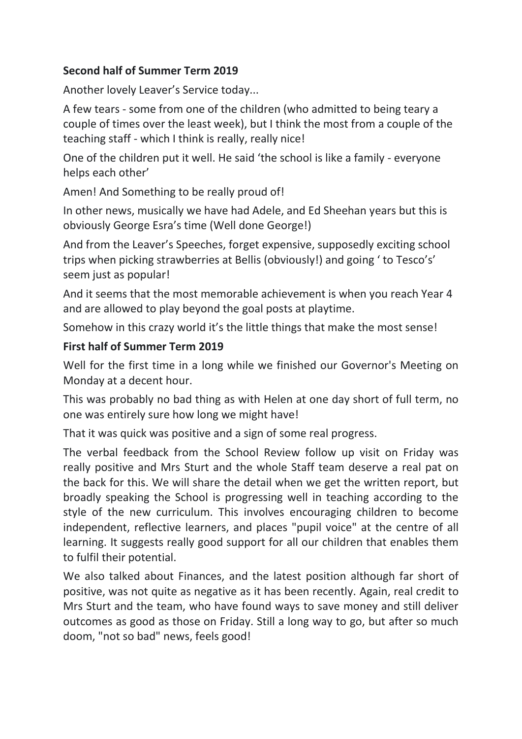**Second half of Summer Term 2019**

Another lovely Leaver's Service today...

A few tears - some from one of the children (who admitted to being teary a couple of times over the least week), but I think the most from a couple of the teaching staff - which I think is really, really nice!

One of the children put it well. He said 'the school is like a family - everyone helps each other'

Amen! And Something to be really proud of!

In other news, musically we have had Adele, and Ed Sheehan years but this is obviously George Esra's time (Well done George!)

And from the Leaver's Speeches, forget expensive, supposedly exciting school trips when picking strawberries at Bellis (obviously!) and going ' to Tesco's' seem just as popular!

And it seems that the most memorable achievement is when you reach Year 4 and are allowed to play beyond the goal posts at playtime.

Somehow in this crazy world it's the little things that make the most sense!

**First half of Summer Term 2019**

Well for the first time in a long while we finished our Governor's Meeting on Monday at a decent hour.

This was probably no bad thing as with Helen at one day short of full term, no one was entirely sure how long we might have!

That it was quick was positive and a sign of some real progress.

The verbal feedback from the School Review follow up visit on Friday was really positive and Mrs Sturt and the whole Staff team deserve a real pat on the back for this. We will share the detail when we get the written report, but broadly speaking the School is progressing well in teaching according to the style of the new curriculum. This involves encouraging children to become independent, reflective learners, and places "pupil voice" at the centre of all learning. It suggests really good support for all our children that enables them to fulfil their potential.

We also talked about Finances, and the latest position although far short of positive, was not quite as negative as it has been recently. Again, real credit to Mrs Sturt and the team, who have found ways to save money and still deliver outcomes as good as those on Friday. Still a long way to go, but after so much doom, "not so bad" news, feels good!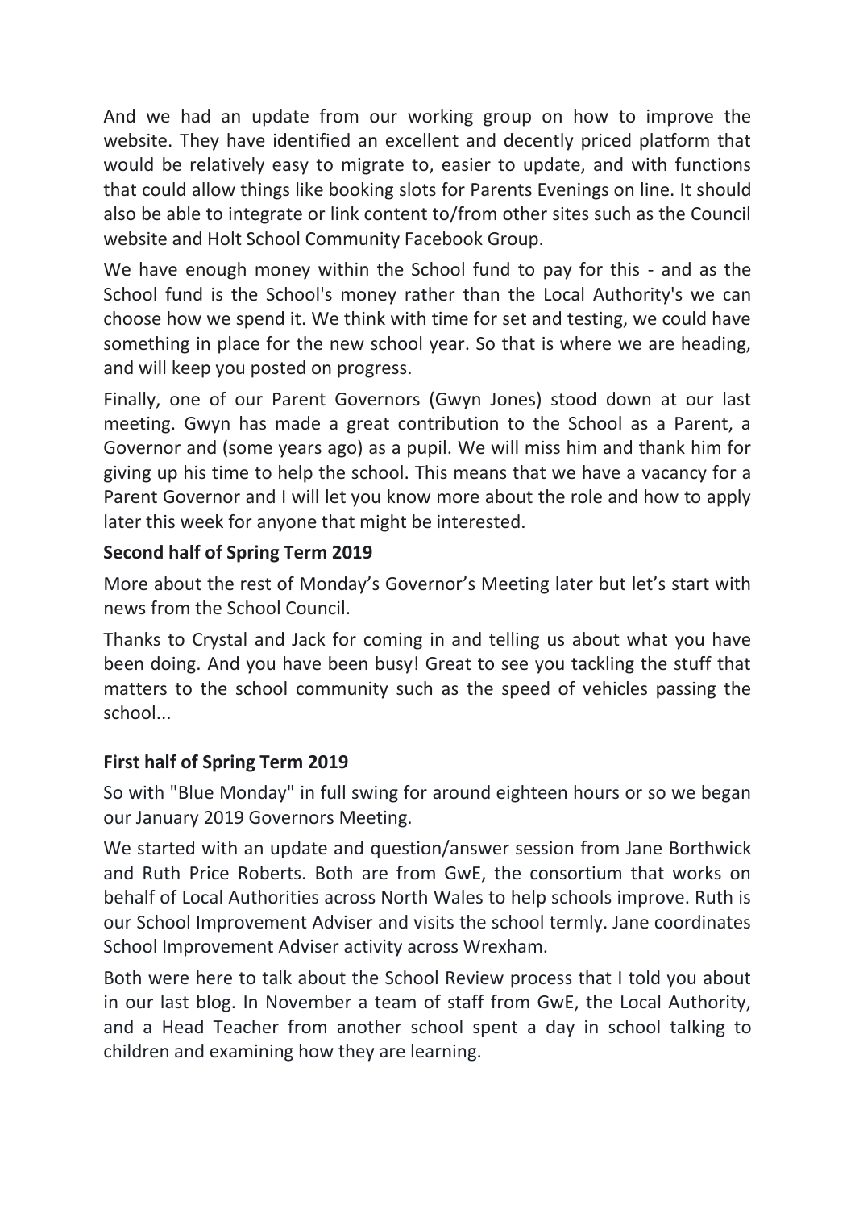And we had an update from our working group on how to improve the website. They have identified an excellent and decently priced platform that would be relatively easy to migrate to, easier to update, and with functions that could allow things like booking slots for Parents Evenings on line. It should also be able to integrate or link content to/from other sites such as the Council website and Holt School Community Facebook Group.

We have enough money within the School fund to pay for this - and as the School fund is the School's money rather than the Local Authority's we can choose how we spend it. We think with time for set and testing, we could have something in place for the new school year. So that is where we are heading, and will keep you posted on progress.

Finally, one of our Parent Governors (Gwyn Jones) stood down at our last meeting. Gwyn has made a great contribution to the School as a Parent, a Governor and (some years ago) as a pupil. We will miss him and thank him for giving up his time to help the school. This means that we have a vacancy for a Parent Governor and I will let you know more about the role and how to apply later this week for anyone that might be interested.

**Second half of Spring Term 2019**

More about the rest of Monday's Governor's Meeting later but let's start with news from the School Council.

Thanks to Crystal and Jack for coming in and telling us about what you have been doing. And you have been busy! Great to see you tackling the stuff that matters to the school community such as the speed of vehicles passing the school...

**First half of Spring Term 2019**

So with "Blue Monday" in full swing for around eighteen hours or so we began our January 2019 Governors Meeting.

We started with an update and question/answer session from Jane Borthwick and Ruth Price Roberts. Both are from GwE, the consortium that works on behalf of Local Authorities across North Wales to help schools improve. Ruth is our School Improvement Adviser and visits the school termly. Jane coordinates School Improvement Adviser activity across Wrexham.

Both were here to talk about the School Review process that I told you about in our last blog. In November a team of staff from GwE, the Local Authority, and a Head Teacher from another school spent a day in school talking to children and examining how they are learning.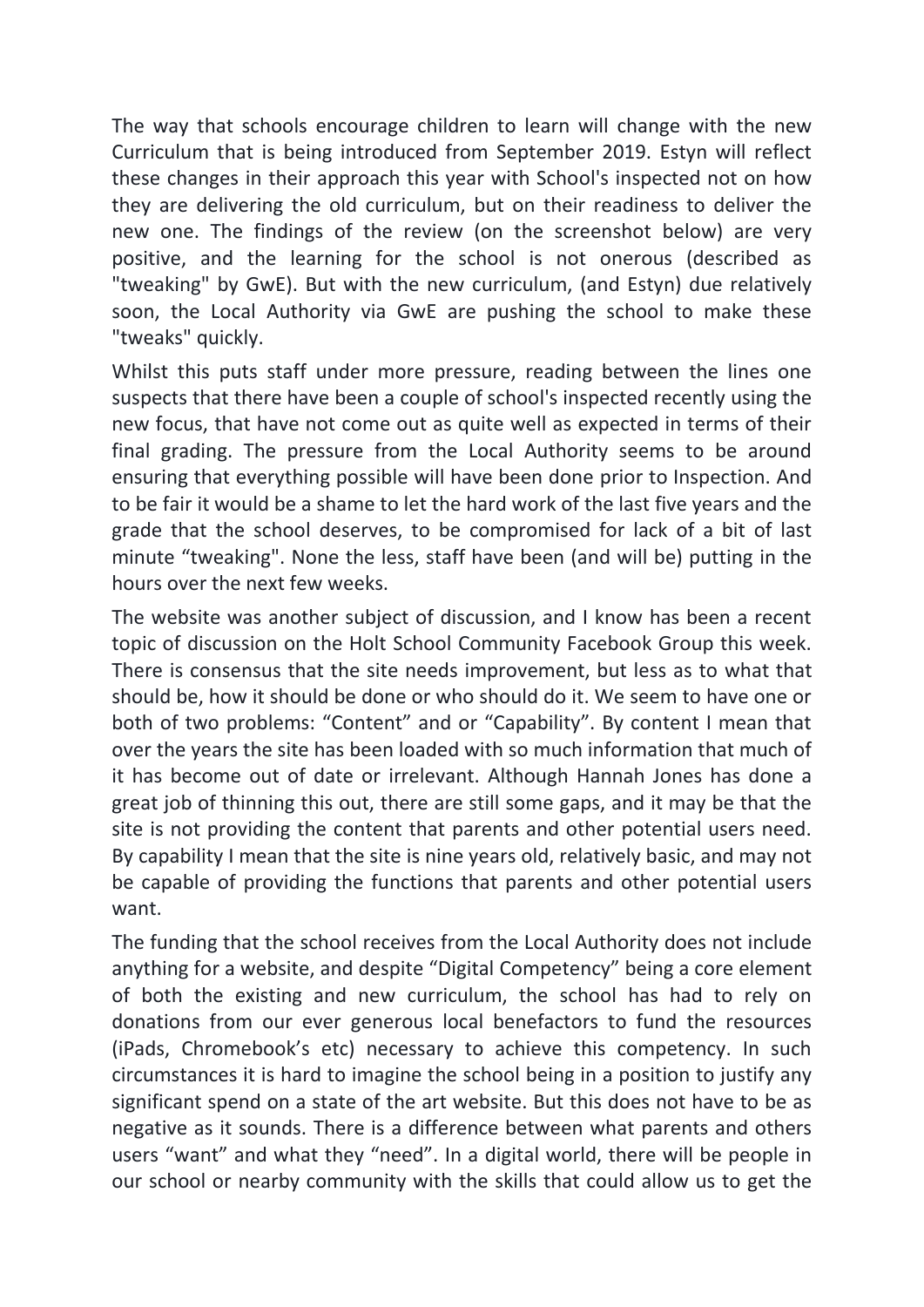The way that schools encourage children to learn will change with the new Curriculum that is being introduced from September 2019. Estyn will reflect these changes in their approach this year with School's inspected not on how they are delivering the old curriculum, but on their readiness to deliver the new one. The findings of the review (on the screenshot below) are very positive, and the learning for the school is not onerous (described as "tweaking" by GwE). But with the new curriculum, (and Estyn) due relatively soon, the Local Authority via GwE are pushing the school to make these "tweaks" quickly.

Whilst this puts staff under more pressure, reading between the lines one suspects that there have been a couple of school's inspected recently using the new focus, that have not come out as quite well as expected in terms of their final grading. The pressure from the Local Authority seems to be around ensuring that everything possible will have been done prior to Inspection. And to be fair it would be a shame to let the hard work of the last five years and the grade that the school deserves, to be compromised for lack of a bit of last minute "tweaking". None the less, staff have been (and will be) putting in the hours over the next few weeks.

The website was another subject of discussion, and I know has been a recent topic of discussion on the Holt School Community Facebook Group this week. There is consensus that the site needs improvement, but less as to what that should be, how it should be done or who should do it. We seem to have one or both of two problems: "Content" and or "Capability". By content I mean that over the years the site has been loaded with so much information that much of it has become out of date or irrelevant. Although Hannah Jones has done a great job of thinning this out, there are still some gaps, and it may be that the site is not providing the content that parents and other potential users need. By capability I mean that the site is nine years old, relatively basic, and may not be capable of providing the functions that parents and other potential users want.

The funding that the school receives from the Local Authority does not include anything for a website, and despite "Digital Competency" being a core element of both the existing and new curriculum, the school has had to rely on donations from our ever generous local benefactors to fund the resources (iPads, Chromebook's etc) necessary to achieve this competency. In such circumstances it is hard to imagine the school being in a position to justify any significant spend on a state of the art website. But this does not have to be as negative as it sounds. There is a difference between what parents and others users "want" and what they "need". In a digital world, there will be people in our school or nearby community with the skills that could allow us to get the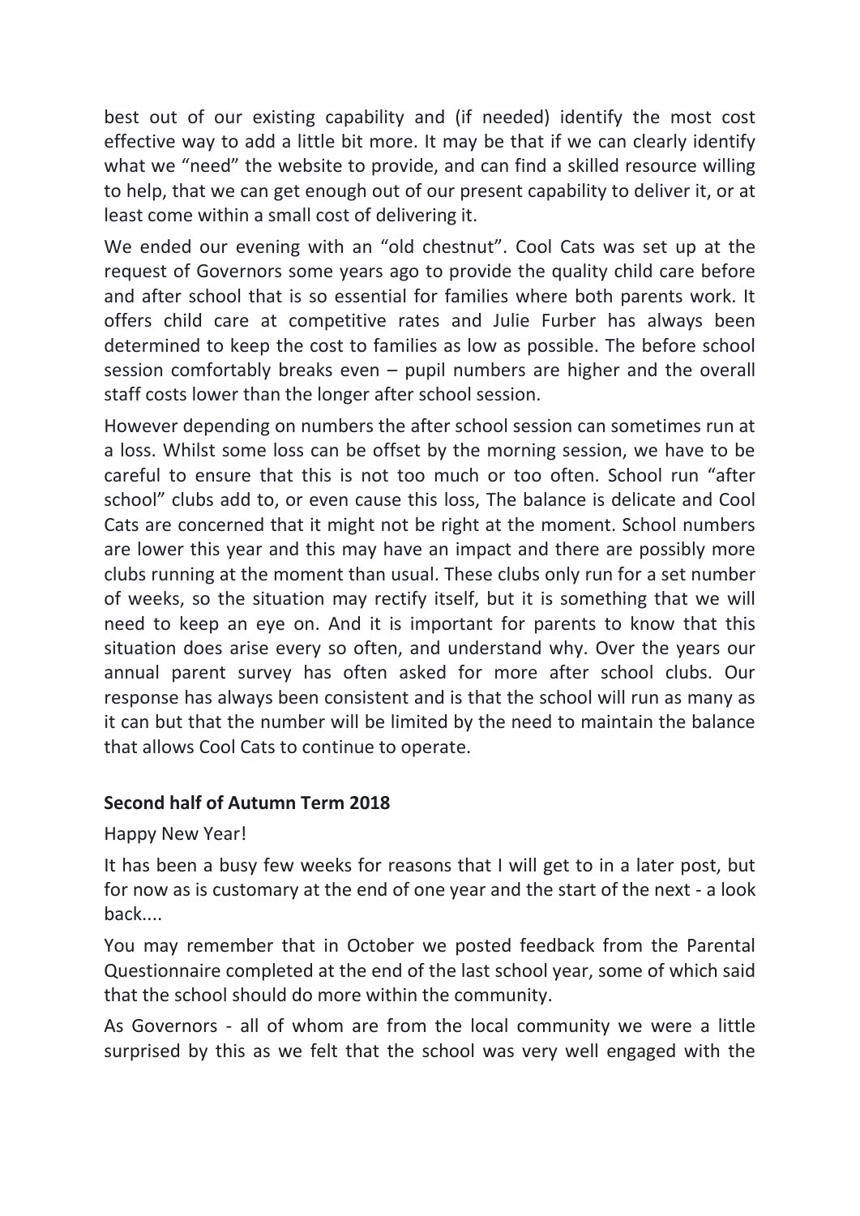best out of our existing capability and (if needed) identify the most cost effective way to add a little bit more. It may be that if we can clearly identify what we "need" the website to provide, and can find a skilled resource willing to help, that we can get enough out of our present capability to deliver it, or at least come within a small cost of delivering it.

We ended our evening with an "old chestnut". Cool Cats was set up at the request of Governors some years ago to provide the quality child care before and after school that is so essential for families where both parents work. It offers child care at competitive rates and Julie Furber has always been determined to keep the cost to families as low as possible. The before school session comfortably breaks even – pupil numbers are higher and the overall staff costs lower than the longer after school session.

However depending on numbers the after school session can sometimes run at a loss. Whilst some loss can be offset by the morning session, we have to be careful to ensure that this is not too much or too often. School run "after school" clubs add to, or even cause this loss, The balance is delicate and Cool Cats are concerned that it might not be right at the moment. School numbers are lower this year and this may have an impact and there are possibly more clubs running at the moment than usual. These clubs only run for a set number of weeks, so the situation may rectify itself, but it is something that we will need to keep an eye on. And it is important for parents to know that this situation does arise every so often, and understand why. Over the years our annual parent survey has often asked for more after school clubs. Our response has always been consistent and is that the school will run as many as it can but that the number will be limited by the need to maintain the balance that allows Cool Cats to continue to operate.

**Second half of Autumn Term 2018**

Happy New Year!

It has been a busy few weeks for reasons that I will get to in a later post, but for now as is customary at the end of one year and the start of the next - a look back....

You may remember that in October we posted feedback from the Parental Questionnaire completed at the end of the last school year, some of which said that the school should do more within the community.

As Governors - all of whom are from the local community we were a little surprised by this as we felt that the school was very well engaged with the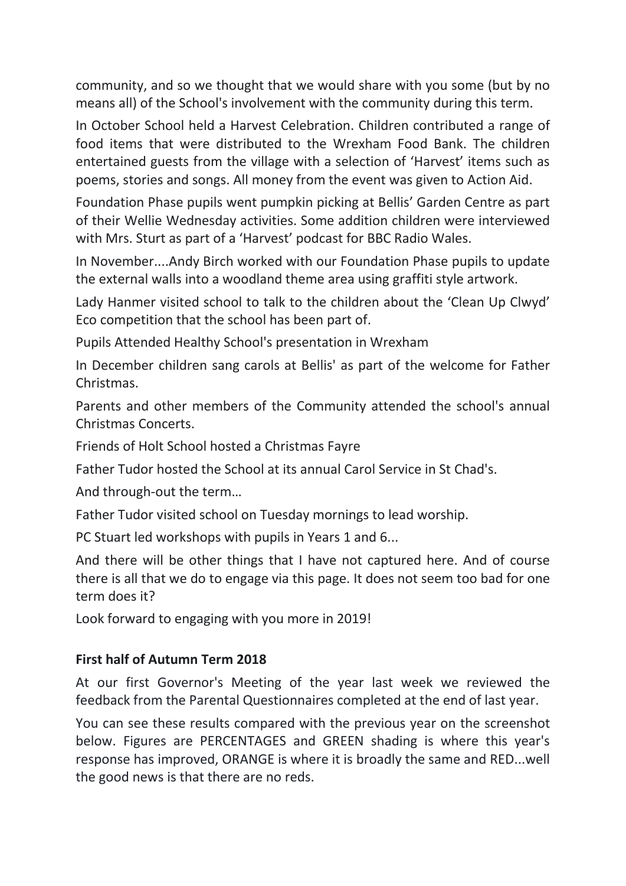community, and so we thought that we would share with you some (but by no means all) of the School's involvement with the community during this term.

In October School held a Harvest Celebration. Children contributed a range of food items that were distributed to the Wrexham Food Bank. The children entertained guests from the village with a selection of 'Harvest' items such as poems, stories and songs. All money from the event was given to Action Aid.

Foundation Phase pupils went pumpkin picking at Bellis' Garden Centre as part of their Wellie Wednesday activities. Some addition children were interviewed with Mrs. Sturt as part of a 'Harvest' podcast for BBC Radio Wales.

In November....Andy Birch worked with our Foundation Phase pupils to update the external walls into a woodland theme area using graffiti style artwork.

Lady Hanmer visited school to talk to the children about the 'Clean Up Clwyd' Eco competition that the school has been part of.

Pupils Attended Healthy School's presentation in Wrexham

In December children sang carols at Bellis' as part of the welcome for Father Christmas.

Parents and other members of the Community attended the school's annual Christmas Concerts.

Friends of Holt School hosted a Christmas Fayre

Father Tudor hosted the School at its annual Carol Service in St Chad's.

And through-out the term…

Father Tudor visited school on Tuesday mornings to lead worship.

PC Stuart led workshops with pupils in Years 1 and 6...

And there will be other things that I have not captured here. And of course there is all that we do to engage via this page. It does not seem too bad for one term does it?

Look forward to engaging with you more in 2019!

**First half of Autumn Term 2018**

At our first Governor's Meeting of the year last week we reviewed the feedback from the Parental Questionnaires completed at the end of last year.

You can see these results compared with the previous year on the screenshot below. Figures are PERCENTAGES and GREEN shading is where this year's response has improved, ORANGE is where it is broadly the same and RED...well the good news is that there are no reds.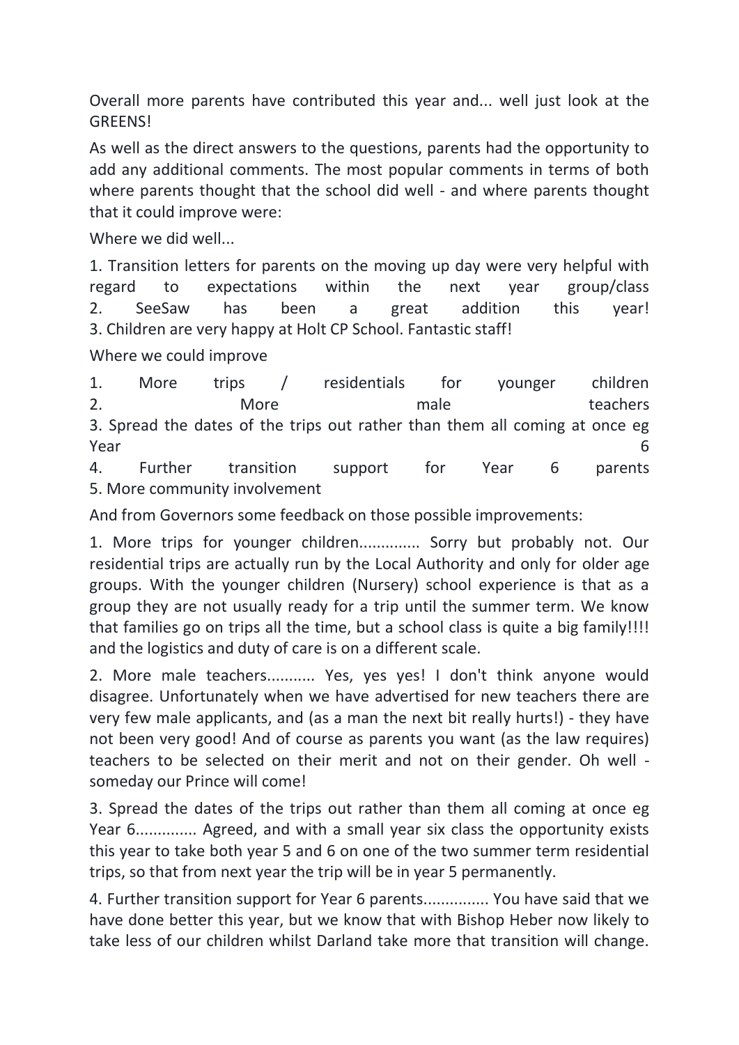Overall more parents have contributed this year and... well just look at the GREENS!

As well as the direct answers to the questions, parents had the opportunity to add any additional comments. The most popular comments in terms of both where parents thought that the school did well - and where parents thought that it could improve were:

Where we did well...

1. Transition letters for parents on the moving up day were very helpful with regard to expectations within the next year group/class
2. SeeSaw has been a great addition this year!
3. Children are very happy at Holt CP School. Fantastic staff!

Where we could improve

1. More trips / residentials for younger children
2. More male teachers
3. Spread the dates of the trips out rather than them all coming at once eg Year 6
4. Further transition support for Year 6 parents
5. More community involvement

And from Governors some feedback on those possible improvements:

1. More trips for younger children.............. Sorry but probably not. Our residential trips are actually run by the Local Authority and only for older age groups. With the younger children (Nursery) school experience is that as a group they are not usually ready for a trip until the summer term. We know that families go on trips all the time, but a school class is quite a big family!!!! and the logistics and duty of care is on a different scale.

2. More male teachers........... Yes, yes yes! I don't think anyone would disagree. Unfortunately when we have advertised for new teachers there are very few male applicants, and (as a man the next bit really hurts!) - they have not been very good! And of course as parents you want (as the law requires) teachers to be selected on their merit and not on their gender. Oh well - someday our Prince will come!

3. Spread the dates of the trips out rather than them all coming at once eg Year 6.............. Agreed, and with a small year six class the opportunity exists this year to take both year 5 and 6 on one of the two summer term residential trips, so that from next year the trip will be in year 5 permanently.

4. Further transition support for Year 6 parents............... You have said that we have done better this year, but we know that with Bishop Heber now likely to take less of our children whilst Darland take more that transition will change.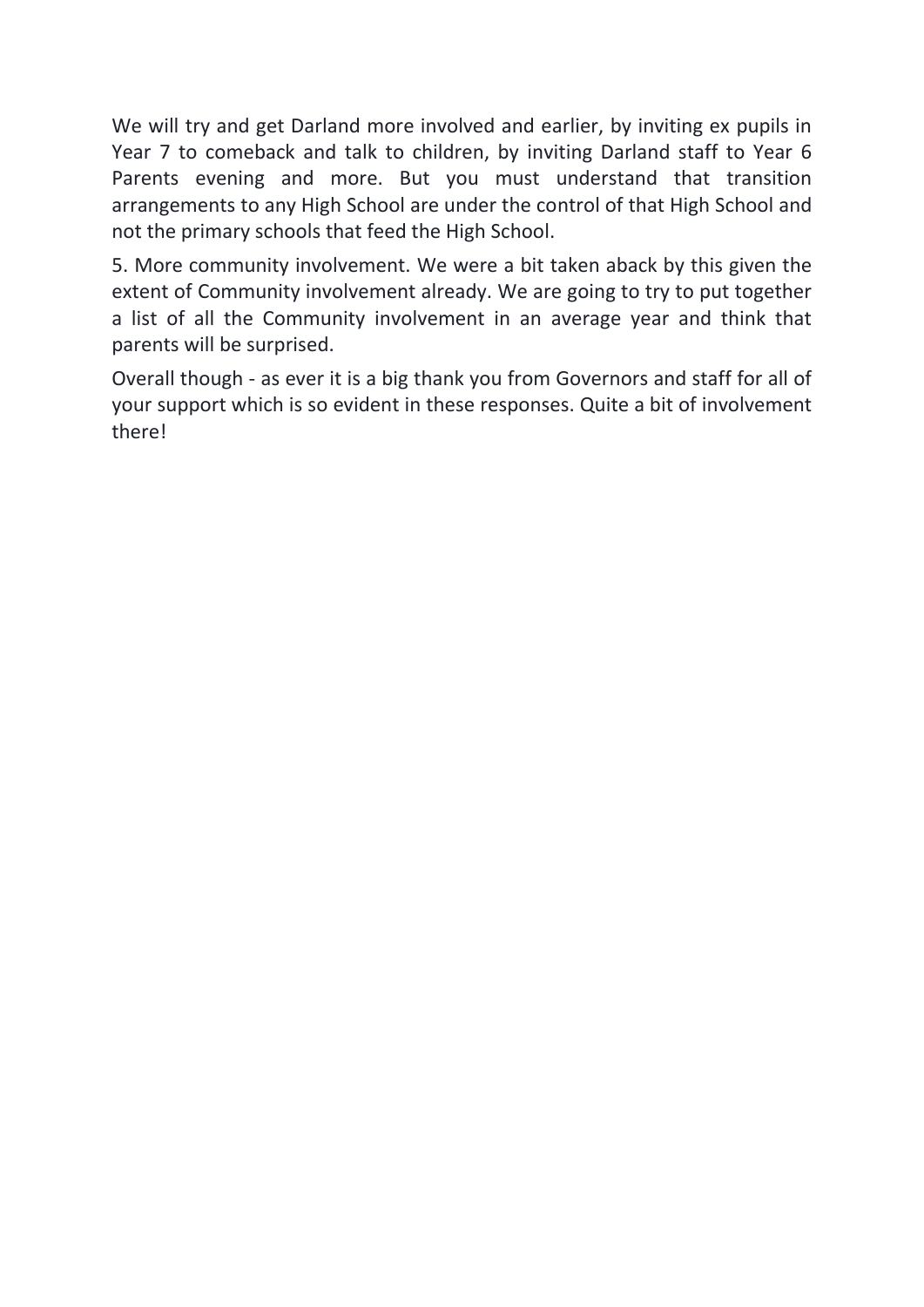We will try and get Darland more involved and earlier, by inviting ex pupils in Year 7 to comeback and talk to children, by inviting Darland staff to Year 6 Parents evening and more. But you must understand that transition arrangements to any High School are under the control of that High School and not the primary schools that feed the High School.

5. More community involvement. We were a bit taken aback by this given the extent of Community involvement already. We are going to try to put together a list of all the Community involvement in an average year and think that parents will be surprised.

Overall though - as ever it is a big thank you from Governors and staff for all of your support which is so evident in these responses. Quite a bit of involvement there!